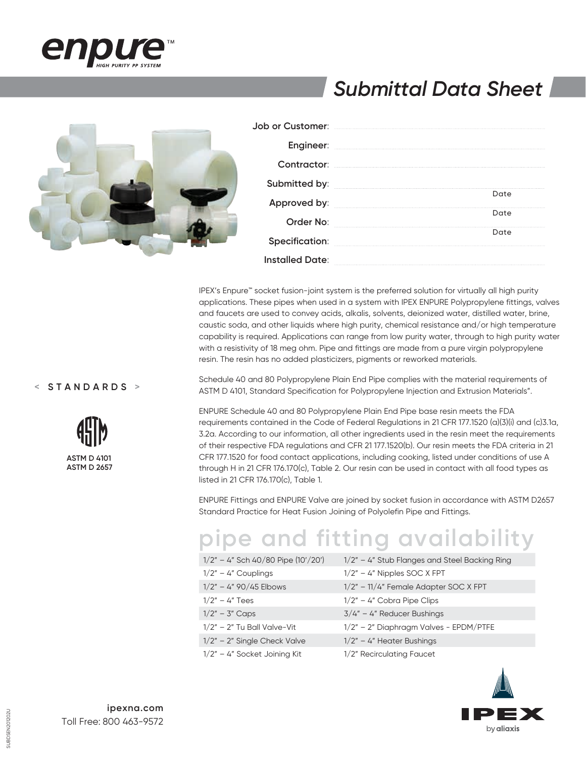# enpure™

HIGH PURITY PP SYSTEM

## Submittal Data Sheet

| | |
|---|---|
| **Job or Customer:** | |
| **Engineer:** | |
| **Contractor:** | |
| **Submitted by:** | Date |
| **Approved by:** | Date |
| **Order No:** | Date |
| **Specification:** | |
| **Installed Date:** | |

IPEX's Enpure™ socket fusion-joint system is the preferred solution for virtually all high purity applications. These pipes when used in a system with IPEX ENPURE Polypropylene fittings, valves and faucets are used to convey acids, alkalis, solvents, deionized water, distilled water, brine, caustic soda, and other liquids where high purity, chemical resistance and/or high temperature capability is required. Applications can range from low purity water, through to high purity water with a resistivity of 18 meg ohm. Pipe and fittings are made from a pure virgin polypropylene resin. The resin has no added plasticizers, pigments or reworked materials.

### < STANDARDS >

ASTM D 4101
ASTM D 2657

Schedule 40 and 80 Polypropylene Plain End Pipe complies with the material requirements of ASTM D 4101, Standard Specification for Polypropylene Injection and Extrusion Materials".

ENPURE Schedule 40 and 80 Polypropylene Plain End Pipe base resin meets the FDA requirements contained in the Code of Federal Regulations in 21 CFR 177.1520 (a)(3)(i) and (c)3.1a, 3.2a. According to our information, all other ingredients used in the resin meet the requirements of their respective FDA regulations and CFR 21 177.1520(b). Our resin meets the FDA criteria in 21 CFR 177.1520 for food contact applications, including cooking, listed under conditions of use A through H in 21 CFR 176.170(c), Table 2. Our resin can be used in contact with all food types as listed in 21 CFR 176.170(c), Table 1.

ENPURE Fittings and ENPURE Valve are joined by socket fusion in accordance with ASTM D2657 Standard Practice for Heat Fusion Joining of Polyolefin Pipe and Fittings.

## pipe and fitting availability

| | |
|---|---|
| 1/2" – 4" Sch 40/80 Pipe (10'/20') | 1/2" – 4" Stub Flanges and Steel Backing Ring |
| 1/2" – 4" Couplings | 1/2" – 4" Nipples SOC X FPT |
| 1/2" – 4" 90/45 Elbows | 1/2" – 11/4" Female Adapter SOC X FPT |
| 1/2" – 4" Tees | 1/2" – 4" Cobra Pipe Clips |
| 1/2" – 3" Caps | 3/4" – 4" Reducer Bushings |
| 1/2" – 2" Tu Ball Valve-Vit | 1/2" – 2" Diaphragm Valves - EPDM/PTFE |
| 1/2" – 2" Single Check Valve | 1/2" – 4" Heater Bushings |
| 1/2" – 4" Socket Joining Kit | 1/2" Recirculating Faucet |

**ipexna.com**
Toll Free: 800 463-9572

IPEX by aliaxis

SUBDSEN201202U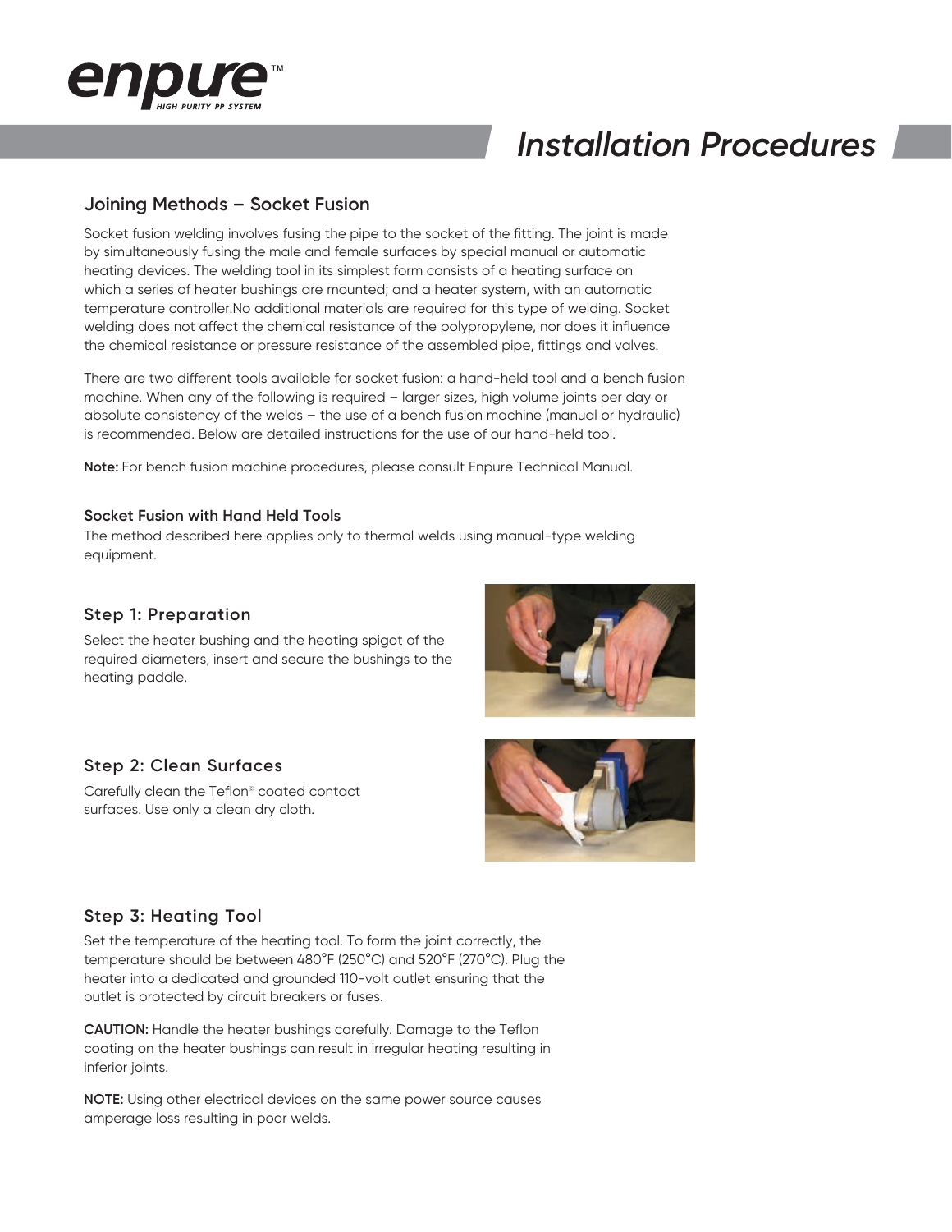# Installation Procedures

## Joining Methods – Socket Fusion

Socket fusion welding involves fusing the pipe to the socket of the fitting. The joint is made by simultaneously fusing the male and female surfaces by special manual or automatic heating devices. The welding tool in its simplest form consists of a heating surface on which a series of heater bushings are mounted; and a heater system, with an automatic temperature controller.No additional materials are required for this type of welding. Socket welding does not affect the chemical resistance of the polypropylene, nor does it influence the chemical resistance or pressure resistance of the assembled pipe, fittings and valves.

There are two different tools available for socket fusion: a hand-held tool and a bench fusion machine. When any of the following is required – larger sizes, high volume joints per day or absolute consistency of the welds – the use of a bench fusion machine (manual or hydraulic) is recommended. Below are detailed instructions for the use of our hand-held tool.

**Note:** For bench fusion machine procedures, please consult Enpure Technical Manual.

### Socket Fusion with Hand Held Tools

The method described here applies only to thermal welds using manual-type welding equipment.

### Step 1: Preparation

Select the heater bushing and the heating spigot of the required diameters, insert and secure the bushings to the heating paddle.

### Step 2: Clean Surfaces

Carefully clean the Teflon® coated contact surfaces. Use only a clean dry cloth.

### Step 3: Heating Tool

Set the temperature of the heating tool. To form the joint correctly, the temperature should be between 480°F (250°C) and 520°F (270°C). Plug the heater into a dedicated and grounded 110-volt outlet ensuring that the outlet is protected by circuit breakers or fuses.

**CAUTION:** Handle the heater bushings carefully. Damage to the Teflon coating on the heater bushings can result in irregular heating resulting in inferior joints.

**NOTE:** Using other electrical devices on the same power source causes amperage loss resulting in poor welds.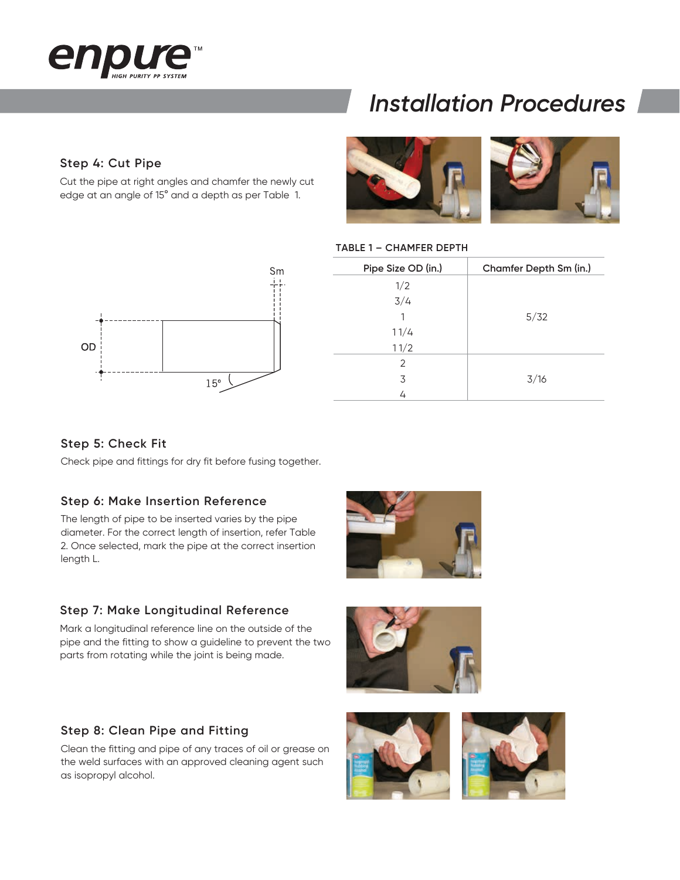# Installation Procedures

### Step 4: Cut Pipe

Cut the pipe at right angles and chamfer the newly cut edge at an angle of 15° and a depth as per Table 1.

**TABLE 1 – CHAMFER DEPTH**

| Pipe Size OD (in.) | Chamfer Depth Sm (in.) |
|---|---|
| 1/2 | 5/32 |
| 3/4 | 5/32 |
| 1 | 5/32 |
| 1 1/4 | 5/32 |
| 1 1/2 | 5/32 |
| 2 | 3/16 |
| 3 | 3/16 |
| 4 | 3/16 |

### Step 5: Check Fit

Check pipe and fittings for dry fit before fusing together.

### Step 6: Make Insertion Reference

The length of pipe to be inserted varies by the pipe diameter. For the correct length of insertion, refer Table 2. Once selected, mark the pipe at the correct insertion length L.

### Step 7: Make Longitudinal Reference

Mark a longitudinal reference line on the outside of the pipe and the fitting to show a guideline to prevent the two parts from rotating while the joint is being made.

### Step 8: Clean Pipe and Fitting

Clean the fitting and pipe of any traces of oil or grease on the weld surfaces with an approved cleaning agent such as isopropyl alcohol.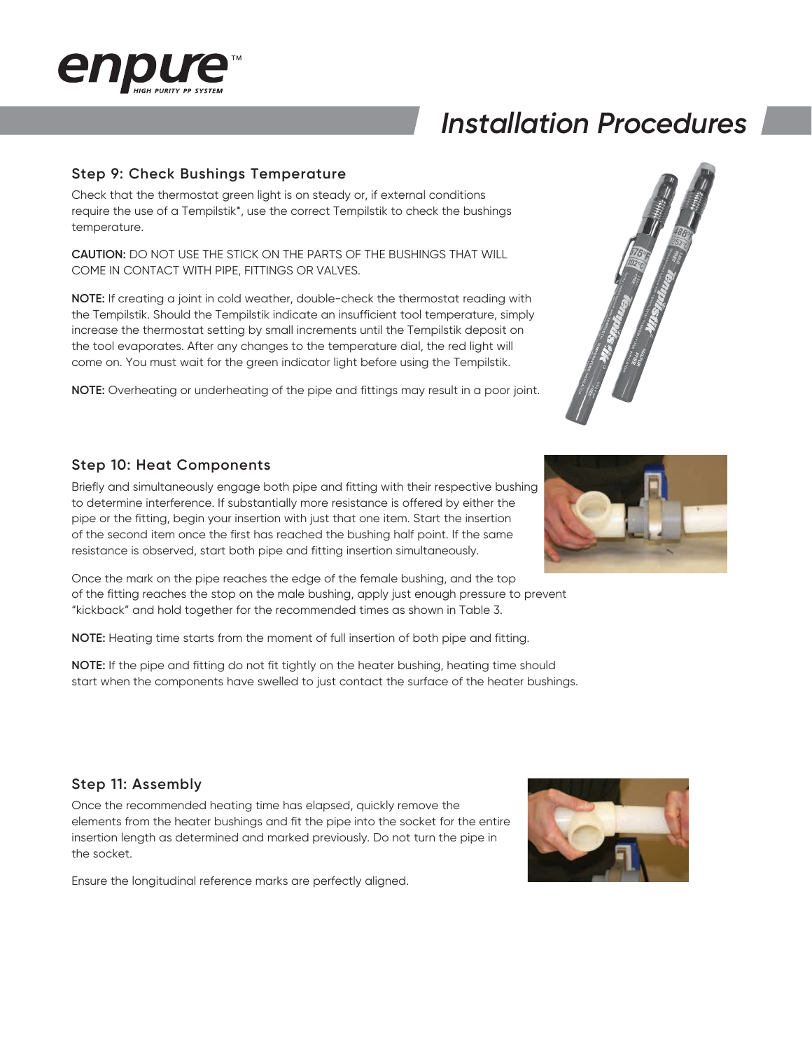## Installation Procedures

### Step 9: Check Bushings Temperature

Check that the thermostat green light is on steady or, if external conditions require the use of a Tempilstik*, use the correct Tempilstik to check the bushings temperature.

**CAUTION:** DO NOT USE THE STICK ON THE PARTS OF THE BUSHINGS THAT WILL COME IN CONTACT WITH PIPE, FITTINGS OR VALVES.

**NOTE:** If creating a joint in cold weather, double-check the thermostat reading with the Tempilstik. Should the Tempilstik indicate an insufficient tool temperature, simply increase the thermostat setting by small increments until the Tempilstik deposit on the tool evaporates. After any changes to the temperature dial, the red light will come on. You must wait for the green indicator light before using the Tempilstik.

**NOTE:** Overheating or underheating of the pipe and fittings may result in a poor joint.

### Step 10: Heat Components

Briefly and simultaneously engage both pipe and fitting with their respective bushing to determine interference. If substantially more resistance is offered by either the pipe or the fitting, begin your insertion with just that one item. Start the insertion of the second item once the first has reached the bushing half point. If the same resistance is observed, start both pipe and fitting insertion simultaneously.

Once the mark on the pipe reaches the edge of the female bushing, and the top of the fitting reaches the stop on the male bushing, apply just enough pressure to prevent "kickback" and hold together for the recommended times as shown in Table 3.

**NOTE:** Heating time starts from the moment of full insertion of both pipe and fitting.

**NOTE:** If the pipe and fitting do not fit tightly on the heater bushing, heating time should start when the components have swelled to just contact the surface of the heater bushings.

### Step 11: Assembly

Once the recommended heating time has elapsed, quickly remove the elements from the heater bushings and fit the pipe into the socket for the entire insertion length as determined and marked previously. Do not turn the pipe in the socket.

Ensure the longitudinal reference marks are perfectly aligned.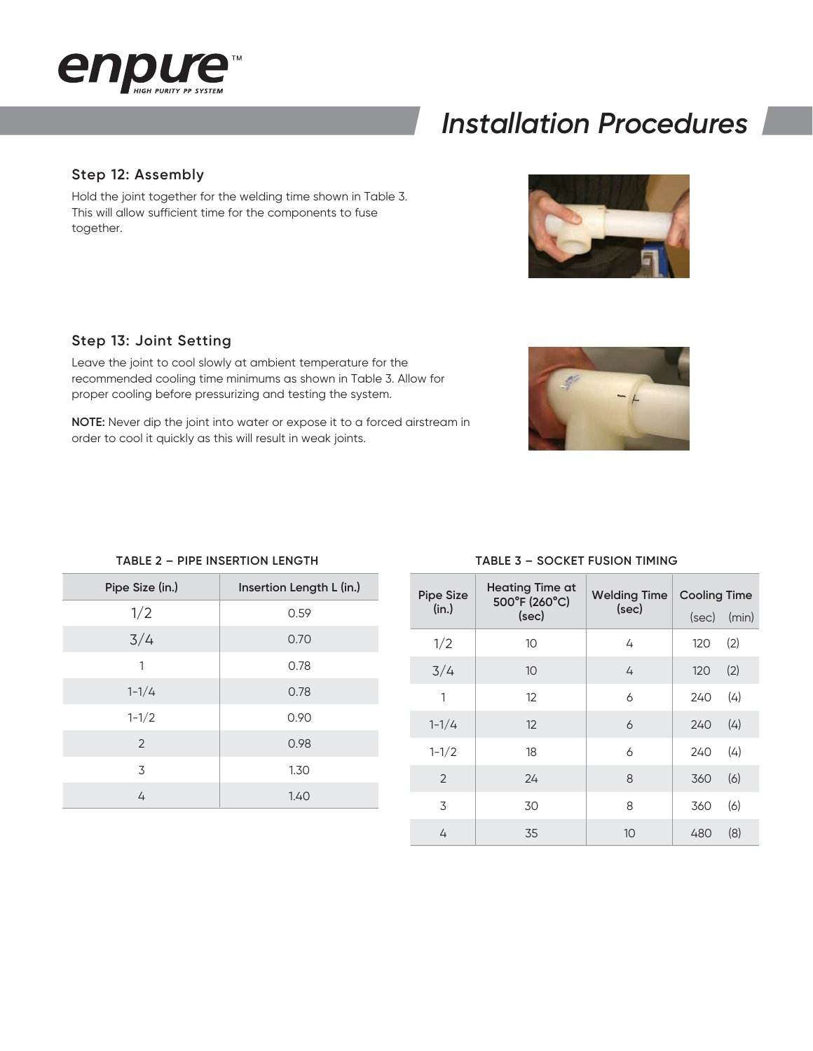# Installation Procedures

### Step 12: Assembly

Hold the joint together for the welding time shown in Table 3. This will allow sufficient time for the components to fuse together.

### Step 13: Joint Setting

Leave the joint to cool slowly at ambient temperature for the recommended cooling time minimums as shown in Table 3. Allow for proper cooling before pressurizing and testing the system.

**NOTE:** Never dip the joint into water or expose it to a forced airstream in order to cool it quickly as this will result in weak joints.

**TABLE 2 – PIPE INSERTION LENGTH**

| Pipe Size (in.) | Insertion Length L (in.) |
|---|---|
| 1/2 | 0.59 |
| 3/4 | 0.70 |
| 1 | 0.78 |
| 1-1/4 | 0.78 |
| 1-1/2 | 0.90 |
| 2 | 0.98 |
| 3 | 1.30 |
| 4 | 1.40 |

**TABLE 3 – SOCKET FUSION TIMING**

| Pipe Size (in.) | Heating Time at 500°F (260°C) (sec) | Welding Time (sec) | Cooling Time | |
|---|---|---|---|---|
| | | | (sec) | (min) |
| 1/2 | 10 | 4 | 120 | (2) |
| 3/4 | 10 | 4 | 120 | (2) |
| 1 | 12 | 6 | 240 | (4) |
| 1-1/4 | 12 | 6 | 240 | (4) |
| 1-1/2 | 18 | 6 | 240 | (4) |
| 2 | 24 | 8 | 360 | (6) |
| 3 | 30 | 8 | 360 | (6) |
| 4 | 35 | 10 | 480 | (8) |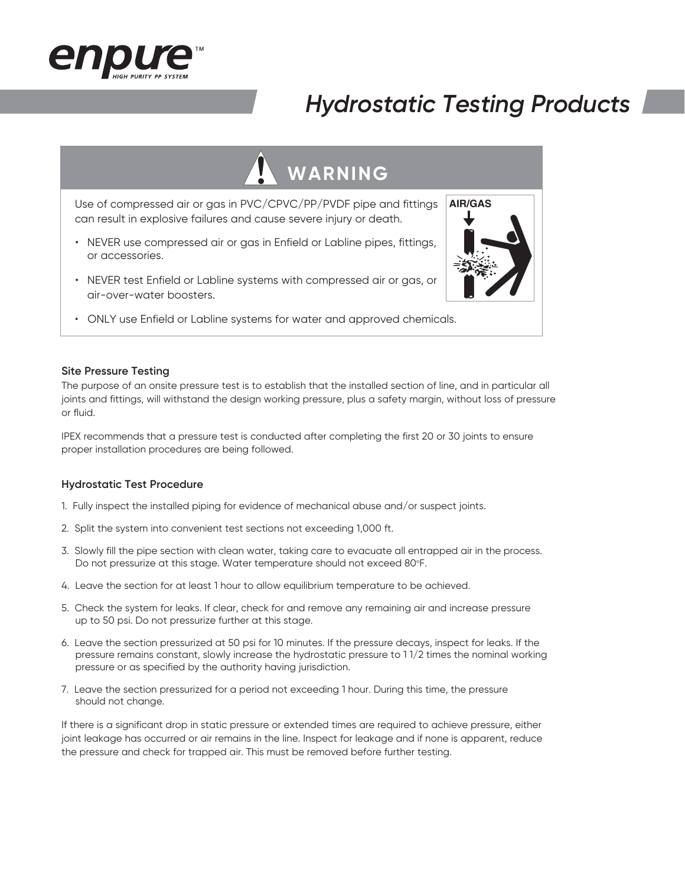# Hydrostatic Testing Products

## WARNING

Use of compressed air or gas in PVC/CPVC/PP/PVDF pipe and fittings can result in explosive failures and cause severe injury or death.

- NEVER use compressed air or gas in Enfield or Labline pipes, fittings, or accessories.
- NEVER test Enfield or Labline systems with compressed air or gas, or air-over-water boosters.
- ONLY use Enfield or Labline systems for water and approved chemicals.

AIR/GAS

### Site Pressure Testing

The purpose of an onsite pressure test is to establish that the installed section of line, and in particular all joints and fittings, will withstand the design working pressure, plus a safety margin, without loss of pressure or fluid.

IPEX recommends that a pressure test is conducted after completing the first 20 or 30 joints to ensure proper installation procedures are being followed.

### Hydrostatic Test Procedure

1. Fully inspect the installed piping for evidence of mechanical abuse and/or suspect joints.
2. Split the system into convenient test sections not exceeding 1,000 ft.
3. Slowly fill the pipe section with clean water, taking care to evacuate all entrapped air in the process. Do not pressurize at this stage. Water temperature should not exceed 80°F.
4. Leave the section for at least 1 hour to allow equilibrium temperature to be achieved.
5. Check the system for leaks. If clear, check for and remove any remaining air and increase pressure up to 50 psi. Do not pressurize further at this stage.
6. Leave the section pressurized at 50 psi for 10 minutes. If the pressure decays, inspect for leaks. If the pressure remains constant, slowly increase the hydrostatic pressure to 1 1/2 times the nominal working pressure or as specified by the authority having jurisdiction.
7. Leave the section pressurized for a period not exceeding 1 hour. During this time, the pressure should not change.

If there is a significant drop in static pressure or extended times are required to achieve pressure, either joint leakage has occurred or air remains in the line. Inspect for leakage and if none is apparent, reduce the pressure and check for trapped air. This must be removed before further testing.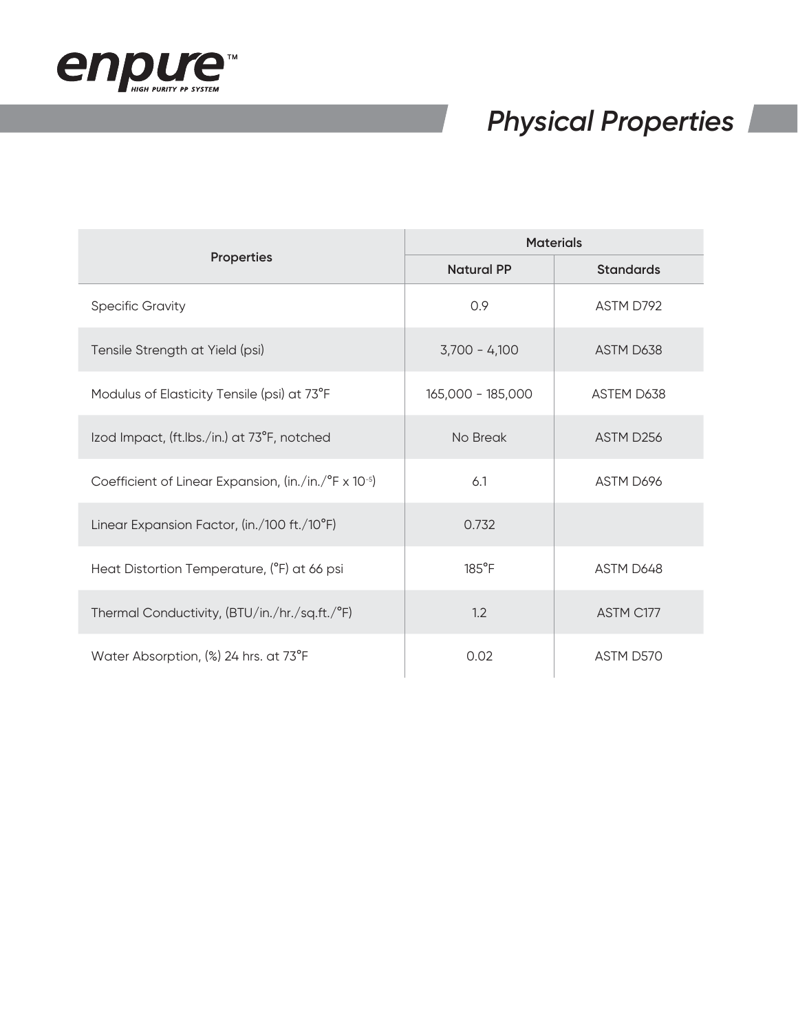# Physical Properties

| Properties | Materials | |
|---|---|---|
| | Natural PP | Standards |
| Specific Gravity | 0.9 | ASTM D792 |
| Tensile Strength at Yield (psi) | 3,700 - 4,100 | ASTM D638 |
| Modulus of Elasticity Tensile (psi) at 73°F | 165,000 - 185,000 | ASTEM D638 |
| Izod Impact, (ft.lbs./in.) at 73°F, notched | No Break | ASTM D256 |
| Coefficient of Linear Expansion, (in./in./°F x $10^{-5}$) | 6.1 | ASTM D696 |
| Linear Expansion Factor, (in./100 ft./10°F) | 0.732 | |
| Heat Distortion Temperature, (°F) at 66 psi | 185°F | ASTM D648 |
| Thermal Conductivity, (BTU/in./hr./sq.ft./°F) | 1.2 | ASTM C177 |
| Water Absorption, (%) 24 hrs. at 73°F | 0.02 | ASTM D570 |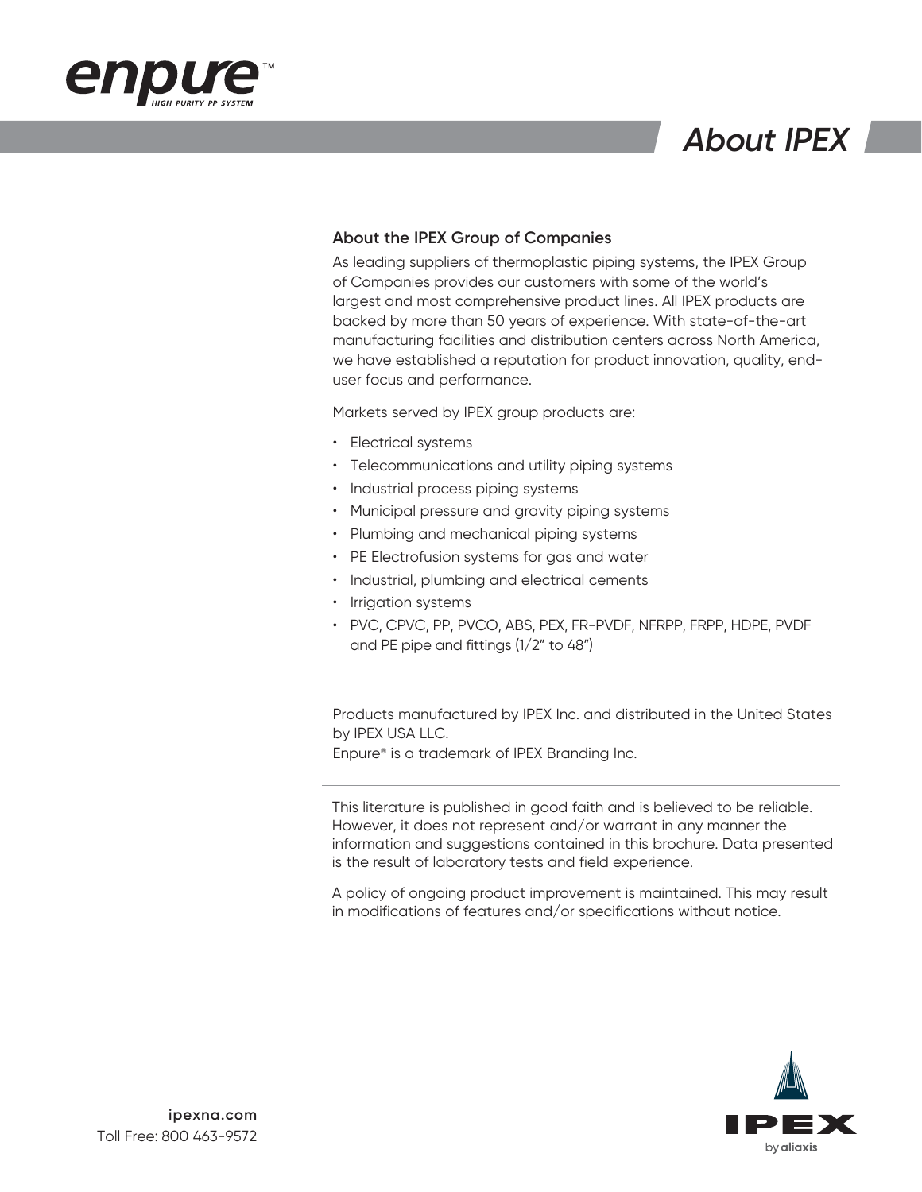# About IPEX

## About the IPEX Group of Companies

As leading suppliers of thermoplastic piping systems, the IPEX Group of Companies provides our customers with some of the world's largest and most comprehensive product lines. All IPEX products are backed by more than 50 years of experience. With state-of-the-art manufacturing facilities and distribution centers across North America, we have established a reputation for product innovation, quality, end-user focus and performance.

Markets served by IPEX group products are:

- Electrical systems
- Telecommunications and utility piping systems
- Industrial process piping systems
- Municipal pressure and gravity piping systems
- Plumbing and mechanical piping systems
- PE Electrofusion systems for gas and water
- Industrial, plumbing and electrical cements
- Irrigation systems
- PVC, CPVC, PP, PVCO, ABS, PEX, FR-PVDF, NFRPP, FRPP, HDPE, PVDF and PE pipe and fittings (1/2" to 48")

Products manufactured by IPEX Inc. and distributed in the United States by IPEX USA LLC.
Enpure® is a trademark of IPEX Branding Inc.

---

This literature is published in good faith and is believed to be reliable. However, it does not represent and/or warrant in any manner the information and suggestions contained in this brochure. Data presented is the result of laboratory tests and field experience.

A policy of ongoing product improvement is maintained. This may result in modifications of features and/or specifications without notice.

**ipexna.com**
Toll Free: 800 463-9572